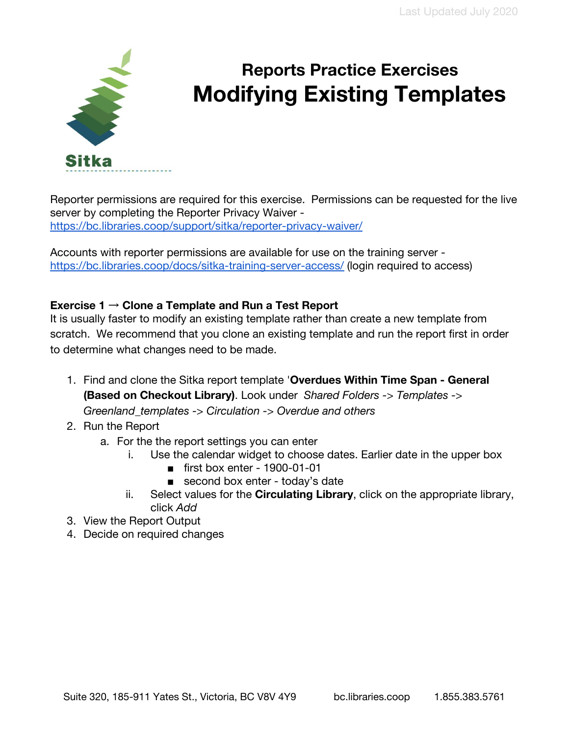Last Updated July 2020

Sitka

# Reports Practice Exercises

# Modifying Existing Templates

Reporter permissions are required for this exercise. Permissions can be requested for the live server by completing the Reporter Privacy Waiver - https://bc.libraries.coop/support/sitka/reporter-privacy-waiver/

Accounts with reporter permissions are available for use on the training server - https://bc.libraries.coop/docs/sitka-training-server-access/ (login required to access)

**Exercise 1 → Clone a Template and Run a Test Report**

It is usually faster to modify an existing template rather than create a new template from scratch. We recommend that you clone an existing template and run the report first in order to determine what changes need to be made.

1. Find and clone the Sitka report template '**Overdues Within Time Span - General (Based on Checkout Library)**. Look under *Shared Folders -> Templates -> Greenland_templates -> Circulation -> Overdue and others*
2. Run the Report
   a. For the the report settings you can enter
      i. Use the calendar widget to choose dates. Earlier date in the upper box
         - first box enter - 1900-01-01
         - second box enter - today's date
      ii. Select values for the **Circulating Library**, click on the appropriate library, click *Add*
3. View the Report Output
4. Decide on required changes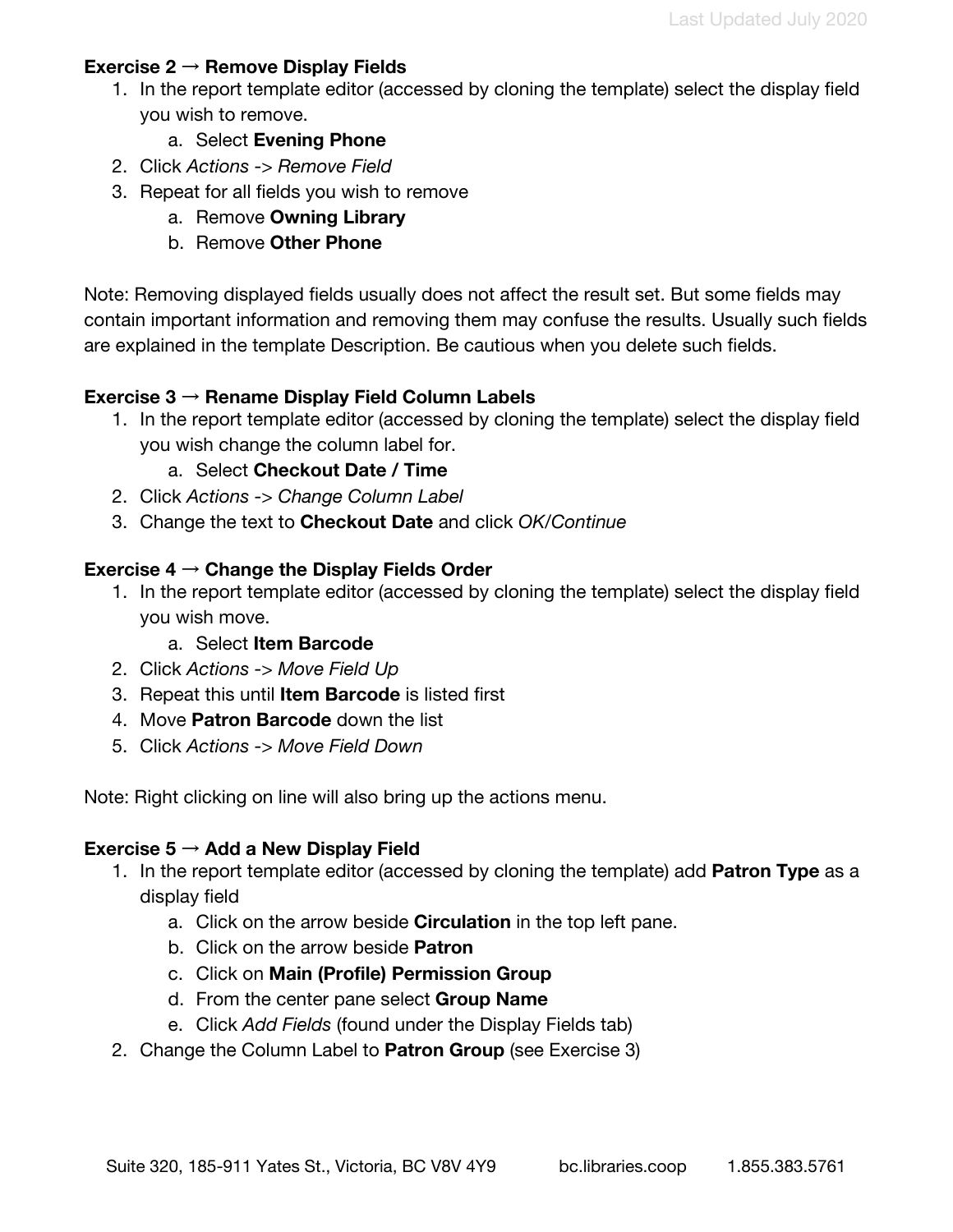### Exercise 2 → Remove Display Fields

1. In the report template editor (accessed by cloning the template) select the display field you wish to remove.
   a. Select **Evening Phone**
2. Click *Actions -> Remove Field*
3. Repeat for all fields you wish to remove
   a. Remove **Owning Library**
   b. Remove **Other Phone**

Note: Removing displayed fields usually does not affect the result set. But some fields may contain important information and removing them may confuse the results. Usually such fields are explained in the template Description. Be cautious when you delete such fields.

### Exercise 3 → Rename Display Field Column Labels

1. In the report template editor (accessed by cloning the template) select the display field you wish change the column label for.
   a. Select **Checkout Date / Time**
2. Click *Actions -> Change Column Label*
3. Change the text to **Checkout Date** and click *OK/Continue*

### Exercise 4 → Change the Display Fields Order

1. In the report template editor (accessed by cloning the template) select the display field you wish move.
   a. Select **Item Barcode**
2. Click *Actions -> Move Field Up*
3. Repeat this until **Item Barcode** is listed first
4. Move **Patron Barcode** down the list
5. Click *Actions -> Move Field Down*

Note: Right clicking on line will also bring up the actions menu.

### Exercise 5 → Add a New Display Field

1. In the report template editor (accessed by cloning the template) add **Patron Type** as a display field
   a. Click on the arrow beside **Circulation** in the top left pane.
   b. Click on the arrow beside **Patron**
   c. Click on **Main (Profile) Permission Group**
   d. From the center pane select **Group Name**
   e. Click *Add Fields* (found under the Display Fields tab)
2. Change the Column Label to **Patron Group** (see Exercise 3)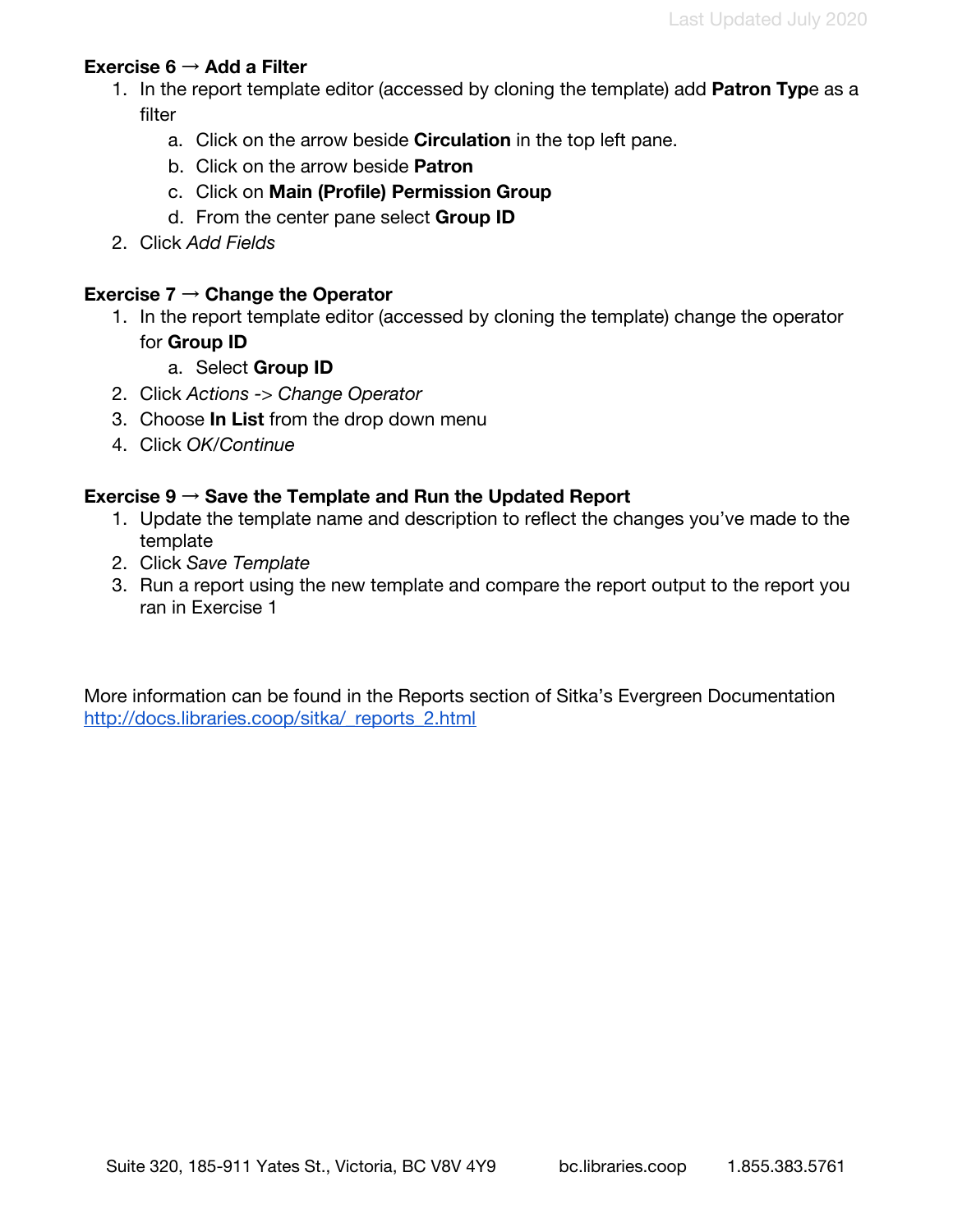**Exercise 6 → Add a Filter**

1. In the report template editor (accessed by cloning the template) add **Patron Typ**e as a filter
    a. Click on the arrow beside **Circulation** in the top left pane.
    b. Click on the arrow beside **Patron**
    c. Click on **Main (Profile) Permission Group**
    d. From the center pane select **Group ID**
2. Click *Add Fields*

**Exercise 7 → Change the Operator**

1. In the report template editor (accessed by cloning the template) change the operator for **Group ID**
    a. Select **Group ID**
2. Click *Actions -> Change Operator*
3. Choose **In List** from the drop down menu
4. Click *OK/Continue*

**Exercise 9 → Save the Template and Run the Updated Report**

1. Update the template name and description to reflect the changes you've made to the template
2. Click *Save Template*
3. Run a report using the new template and compare the report output to the report you ran in Exercise 1

More information can be found in the Reports section of Sitka's Evergreen Documentation
[http://docs.libraries.coop/sitka/_reports_2.html](http://docs.libraries.coop/sitka/_reports_2.html)